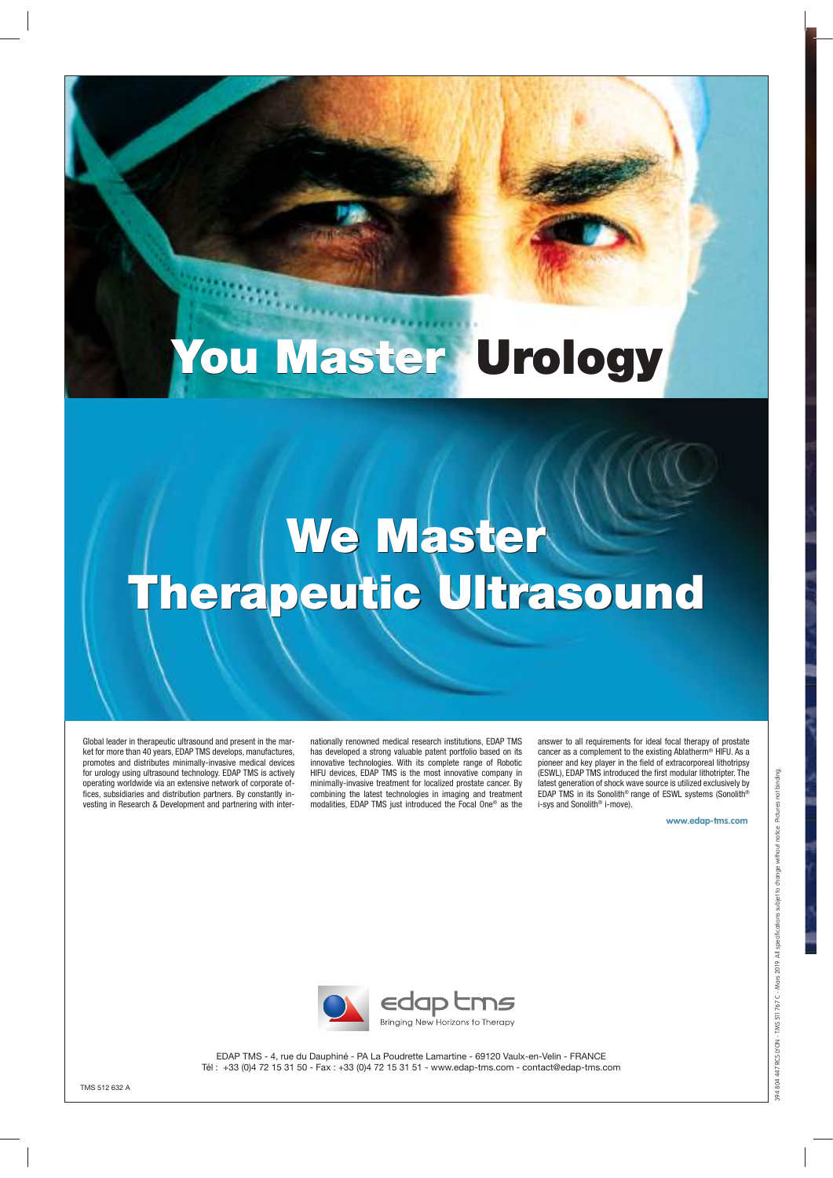# You Master Urology

# We Master Therapeutic Ultrasound

Global leader in therapeutic ultrasound and present in the market for more than 40 years, EDAP TMS develops, manufactures, promotes and distributes minimally-invasive medical devices for urology using ultrasound technology. EDAP TMS is actively operating worldwide via an extensive network of corporate offices, subsidiaries and distribution partners. By constantly investing in Research & Development and partnering with internationally renowned medical research institutions, EDAP TMS has developed a strong valuable patent portfolio based on its innovative technologies. With its complete range of Robotic HIFU devices, EDAP TMS is the most innovative company in minimally-invasive treatment for localized prostate cancer. By combining the latest technologies in imaging and treatment modalities, EDAP TMS just introduced the Focal One® as the answer to all requirements for ideal focal therapy of prostate cancer as a complement to the existing Ablatherm® HIFU. As a pioneer and key player in the field of extracorporeal lithotripsy (ESWL), EDAP TMS introduced the first modular lithotripter. The latest generation of shock wave source is utilized exclusively by EDAP TMS in its Sonolith® range of ESWL systems (Sonolith® i-sys and Sonolith® i-move).

www.edap-tms.com

edap tms
Bringing New Horizons to Therapy

EDAP TMS - 4, rue du Dauphiné - PA La Poudrette Lamartine - 69120 Vaulx-en-Velin - FRANCE
Tél : +33 (0)4 72 15 31 50 - Fax : +33 (0)4 72 15 31 51 - www.edap-tms.com - contact@edap-tms.com

TMS 512 632 A

394 804 447 RCS LYON - TMS 511 767 C - Mars 2019. All specifications subject to change without notice. Pictures not binding.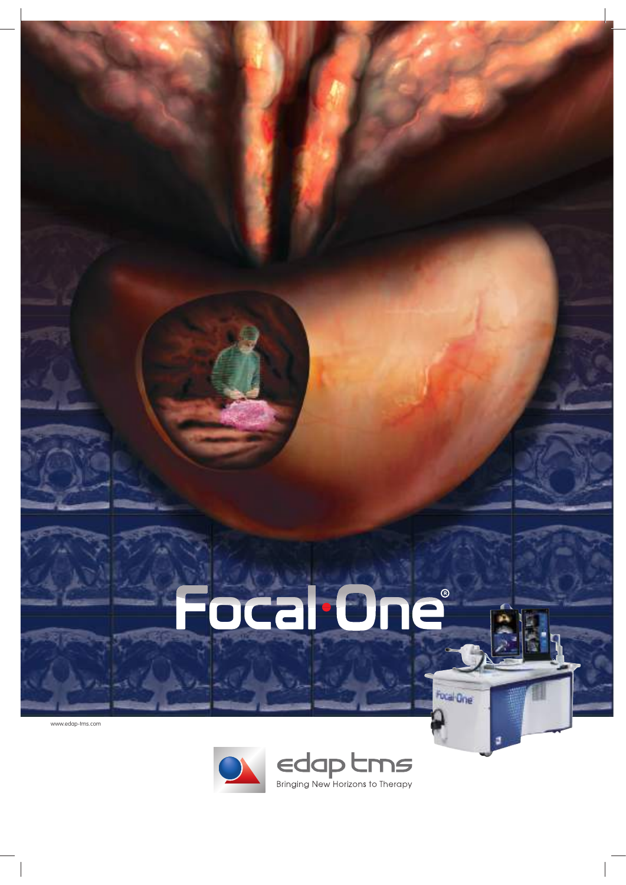Focal·One®

www.edap-tms.com

edap tms

Bringing New Horizons to Therapy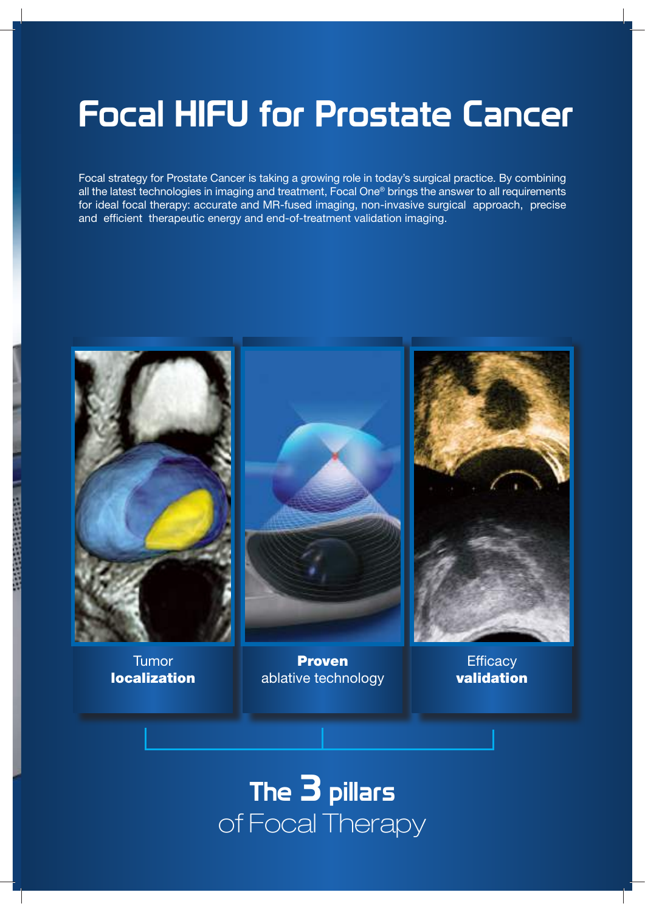# Focal HIFU for Prostate Cancer

Focal strategy for Prostate Cancer is taking a growing role in today's surgical practice. By combining all the latest technologies in imaging and treatment, Focal One® brings the answer to all requirements for ideal focal therapy: accurate and MR-fused imaging, non-invasive surgical approach, precise and efficient therapeutic energy and end-of-treatment validation imaging.

Tumor **localization**

**Proven** ablative technology

Efficacy **validation**

## **The 3 pillars** of Focal Therapy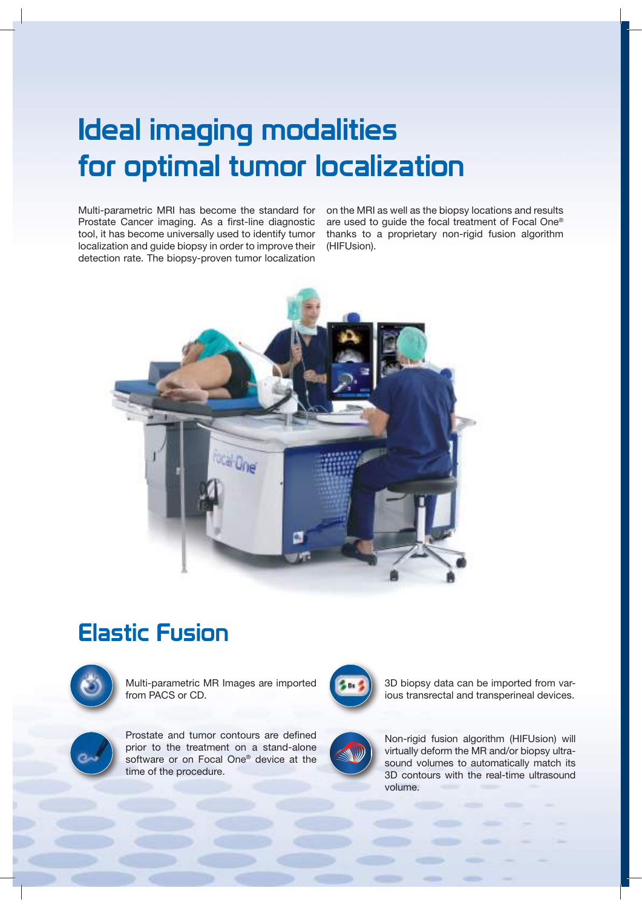# Ideal imaging modalities for optimal tumor localization

Multi-parametric MRI has become the standard for Prostate Cancer imaging. As a first-line diagnostic tool, it has become universally used to identify tumor localization and guide biopsy in order to improve their detection rate. The biopsy-proven tumor localization on the MRI as well as the biopsy locations and results are used to guide the focal treatment of Focal One® thanks to a proprietary non-rigid fusion algorithm (HIFUsion).

## Elastic Fusion

Multi-parametric MR Images are imported from PACS or CD.

Prostate and tumor contours are defined prior to the treatment on a stand-alone software or on Focal One® device at the time of the procedure.

3D biopsy data can be imported from various transrectal and transperineal devices.

Non-rigid fusion algorithm (HIFUsion) will virtually deform the MR and/or biopsy ultrasound volumes to automatically match its 3D contours with the real-time ultrasound volume.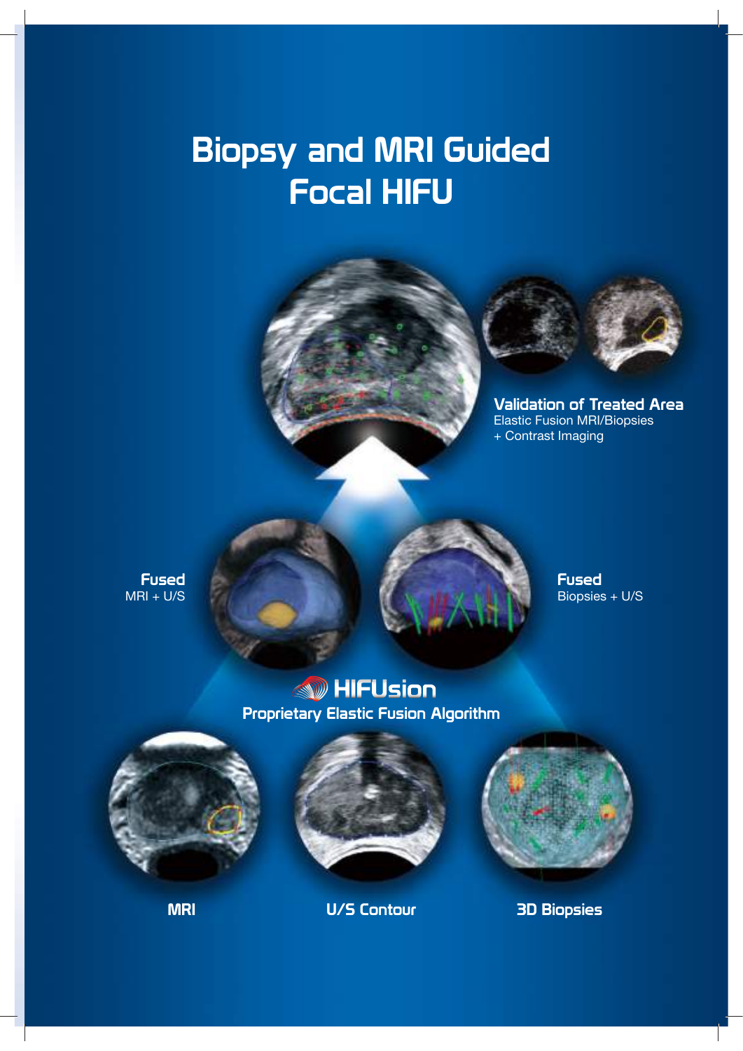# Biopsy and MRI Guided Focal HIFU

**Validation of Treated Area**
Elastic Fusion MRI/Biopsies
+ Contrast Imaging

**Fused**
MRI + U/S

**Fused**
Biopsies + U/S

**HIFUsion**
**Proprietary Elastic Fusion Algorithm**

**MRI**

**U/S Contour**

**3D Biopsies**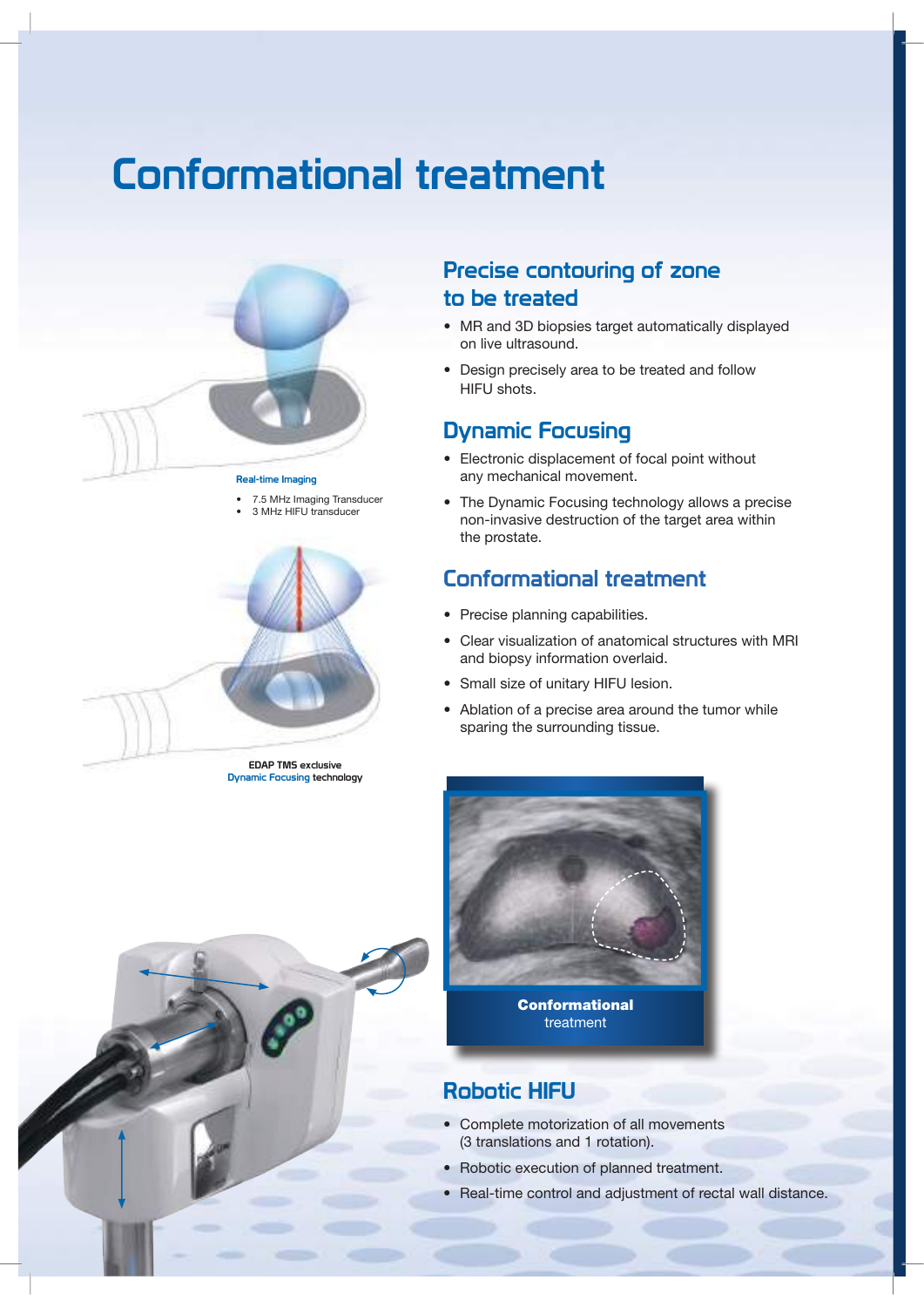# Conformational treatment

Real-time Imaging

- 7.5 MHz Imaging Transducer
- 3 MHz HIFU transducer

EDAP TMS exclusive
Dynamic Focusing technology

## Precise contouring of zone to be treated

- MR and 3D biopsies target automatically displayed on live ultrasound.
- Design precisely area to be treated and follow HIFU shots.

## Dynamic Focusing

- Electronic displacement of focal point without any mechanical movement.
- The Dynamic Focusing technology allows a precise non-invasive destruction of the target area within the prostate.

## Conformational treatment

- Precise planning capabilities.
- Clear visualization of anatomical structures with MRI and biopsy information overlaid.
- Small size of unitary HIFU lesion.
- Ablation of a precise area around the tumor while sparing the surrounding tissue.

**Conformational** treatment

## Robotic HIFU

- Complete motorization of all movements (3 translations and 1 rotation).
- Robotic execution of planned treatment.
- Real-time control and adjustment of rectal wall distance.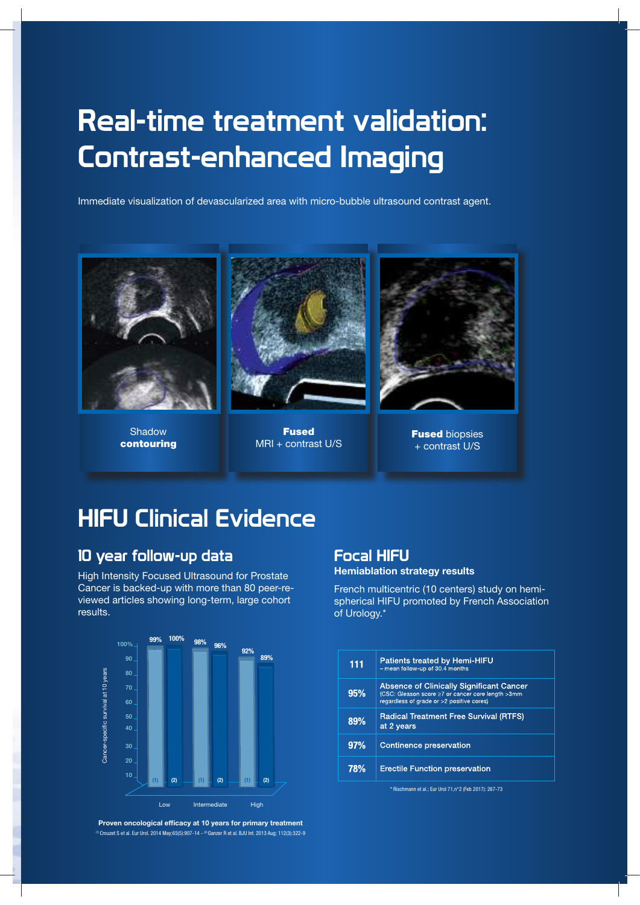# Real-time treatment validation: Contrast-enhanced Imaging

Immediate visualization of devascularized area with micro-bubble ultrasound contrast agent.

Shadow **contouring**

**Fused** MRI + contrast U/S

**Fused** biopsies + contrast U/S

# HIFU Clinical Evidence

## 10 year follow-up data

High Intensity Focused Ultrasound for Prostate Cancer is backed-up with more than 80 peer-reviewed articles showing long-term, large cohort results.

| Cancer-specific survival at 10 years | Low | Intermediate | High |
|---|---|---|---|
| (1) | 99% | 98% | 92% |
| (2) | 100% | 96% | 89% |

**Proven oncological efficacy at 10 years for primary treatment**

(1) Crouzet S et al. Eur Urol. 2014 May;65(5):907-14 - (2) Ganzer R et al. BJU Int. 2013 Aug; 112(3):322-9

## Focal HIFU

### Hemiablation strategy results

French multicentric (10 centers) study on hemi-spherical HIFU promoted by French Association of Urology.*

| | |
|---|---|
| **111** | Patients treated by Hemi-HIFU – mean follow-up of 30.4 months |
| **95%** | Absence of Clinically Significant Cancer (CSC: Gleason score ≥7 or cancer core length >3mm regardless of grade or >2 positive cores) |
| **89%** | Radical Treatment Free Survival (RTFS) at 2 years |
| **97%** | Continence preservation |
| **78%** | Erectile Function preservation |

* Rischmann et al.; Eur Urol 71,n°2 (Feb 2017): 267-73